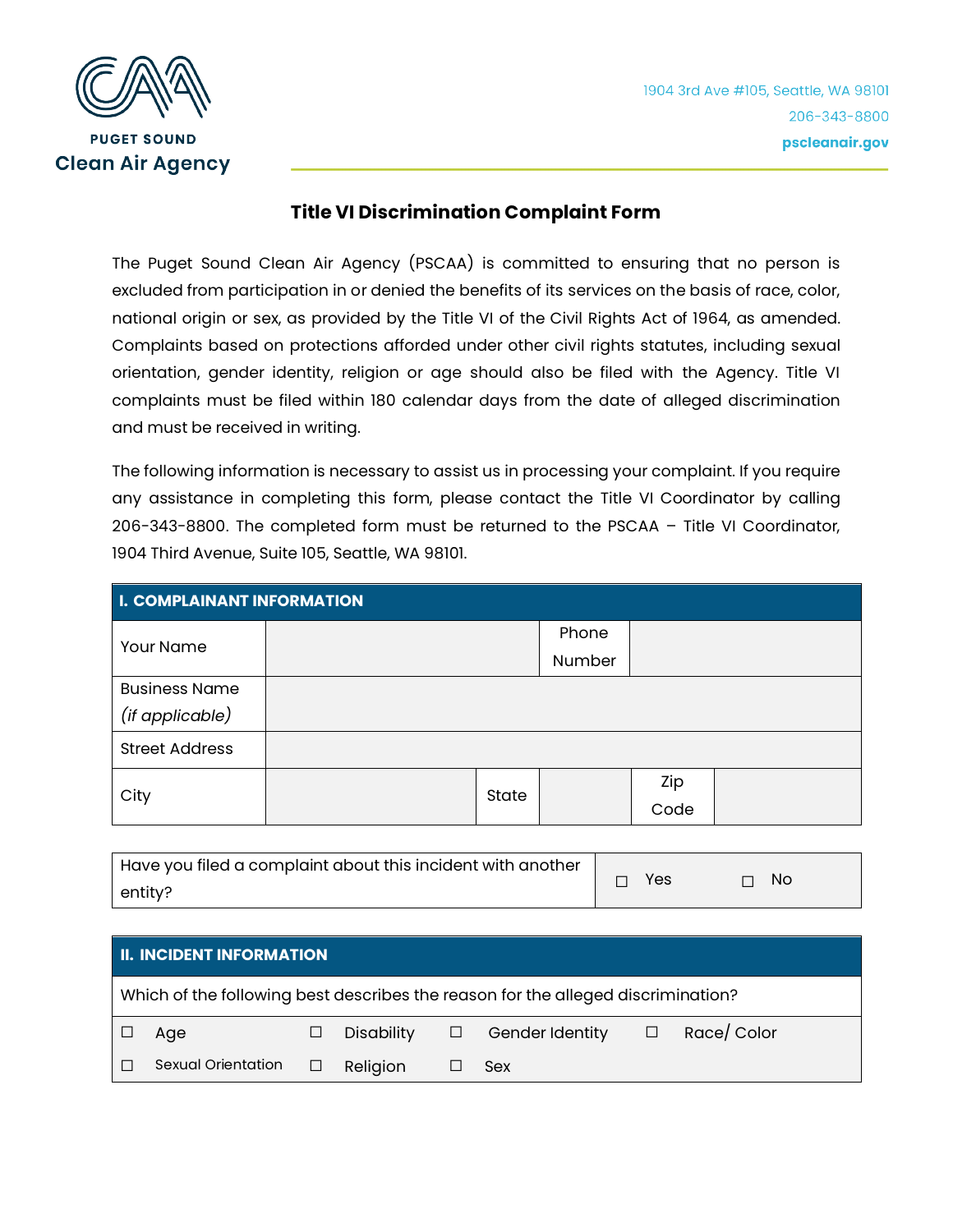PUGET SOUND
**Clean Air Agency**

1904 3rd Ave #105, Seattle, WA 98101
206-343-8800
**pscleanair.gov**

# Title VI Discrimination Complaint Form

The Puget Sound Clean Air Agency (PSCAA) is committed to ensuring that no person is excluded from participation in or denied the benefits of its services on the basis of race, color, national origin or sex, as provided by the Title VI of the Civil Rights Act of 1964, as amended. Complaints based on protections afforded under other civil rights statutes, including sexual orientation, gender identity, religion or age should also be filed with the Agency. Title VI complaints must be filed within 180 calendar days from the date of alleged discrimination and must be received in writing.

The following information is necessary to assist us in processing your complaint. If you require any assistance in completing this form, please contact the Title VI Coordinator by calling 206-343-8800. The completed form must be returned to the PSCAA – Title VI Coordinator, 1904 Third Avenue, Suite 105, Seattle, WA 98101.

| **I. COMPLAINANT INFORMATION** | | | | | |
|---|---|---|---|---|---|
| Your Name | | | Phone Number | | |
| Business Name *(if applicable)* | | | | | |
| Street Address | | | | | |
| City | | State | | Zip Code | |

| Have you filed a complaint about this incident with another entity? | ☐ Yes | ☐ No |
|---|---|---|

| **II. INCIDENT INFORMATION** | | | |
|---|---|---|---|
| Which of the following best describes the reason for the alleged discrimination? | | | |
| ☐ Age | ☐ Disability | ☐ Gender Identity | ☐ Race/ Color |
| ☐ Sexual Orientation | ☐ Religion | ☐ Sex | |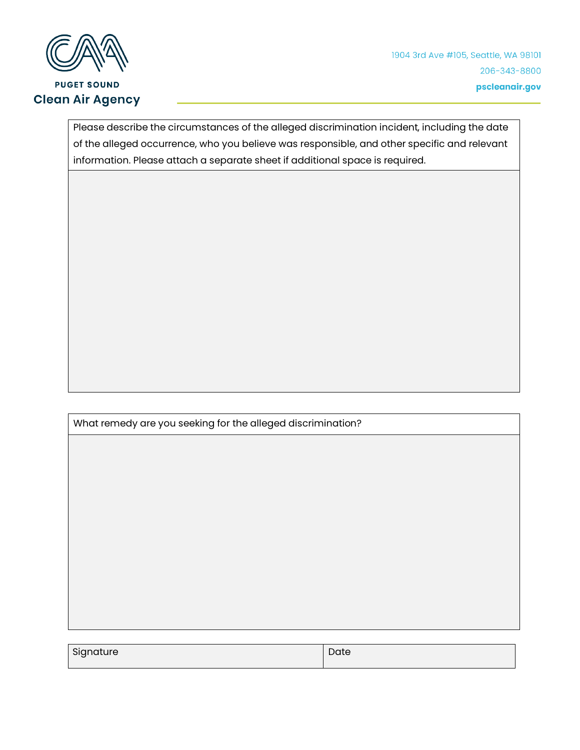Please describe the circumstances of the alleged discrimination incident, including the date of the alleged occurrence, who you believe was responsible, and other specific and relevant information. Please attach a separate sheet if additional space is required.

What remedy are you seeking for the alleged discrimination?

| Signature | Date |
| --- | --- |
| | |